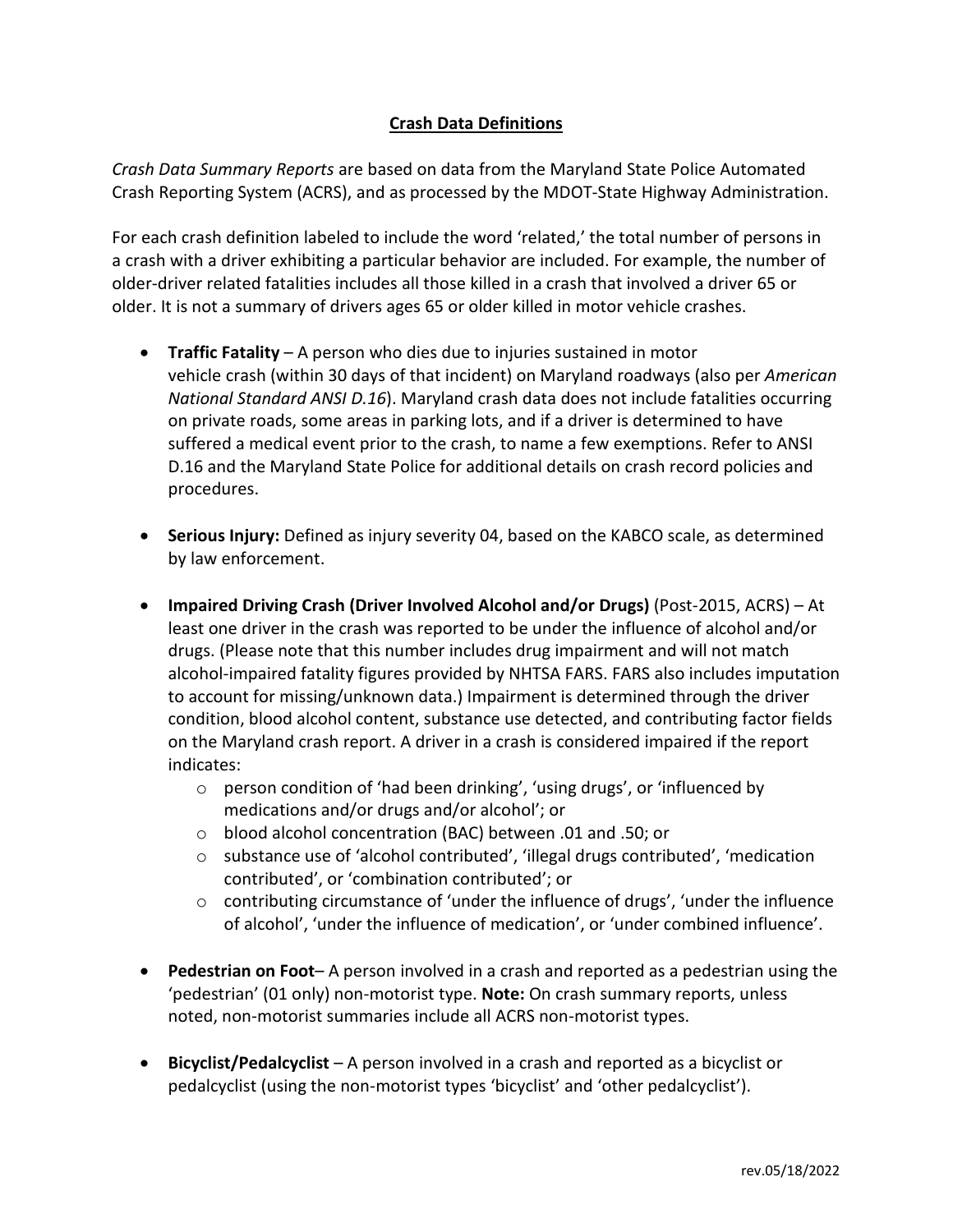# Crash Data Definitions

*Crash Data Summary Reports* are based on data from the Maryland State Police Automated Crash Reporting System (ACRS), and as processed by the MDOT-State Highway Administration.

For each crash definition labeled to include the word 'related,' the total number of persons in a crash with a driver exhibiting a particular behavior are included. For example, the number of older-driver related fatalities includes all those killed in a crash that involved a driver 65 or older. It is not a summary of drivers ages 65 or older killed in motor vehicle crashes.

- **Traffic Fatality** – A person who dies due to injuries sustained in motor vehicle crash (within 30 days of that incident) on Maryland roadways (also per *American National Standard ANSI D.16*). Maryland crash data does not include fatalities occurring on private roads, some areas in parking lots, and if a driver is determined to have suffered a medical event prior to the crash, to name a few exemptions. Refer to ANSI D.16 and the Maryland State Police for additional details on crash record policies and procedures.

- **Serious Injury:** Defined as injury severity 04, based on the KABCO scale, as determined by law enforcement.

- **Impaired Driving Crash (Driver Involved Alcohol and/or Drugs)** (Post-2015, ACRS) – At least one driver in the crash was reported to be under the influence of alcohol and/or drugs. (Please note that this number includes drug impairment and will not match alcohol-impaired fatality figures provided by NHTSA FARS. FARS also includes imputation to account for missing/unknown data.) Impairment is determined through the driver condition, blood alcohol content, substance use detected, and contributing factor fields on the Maryland crash report. A driver in a crash is considered impaired if the report indicates:
  - person condition of 'had been drinking', 'using drugs', or 'influenced by medications and/or drugs and/or alcohol'; or
  - blood alcohol concentration (BAC) between .01 and .50; or
  - substance use of 'alcohol contributed', 'illegal drugs contributed', 'medication contributed', or 'combination contributed'; or
  - contributing circumstance of 'under the influence of drugs', 'under the influence of alcohol', 'under the influence of medication', or 'under combined influence'.

- **Pedestrian on Foot**– A person involved in a crash and reported as a pedestrian using the 'pedestrian' (01 only) non-motorist type. **Note:** On crash summary reports, unless noted, non-motorist summaries include all ACRS non-motorist types.

- **Bicyclist/Pedalcyclist** – A person involved in a crash and reported as a bicyclist or pedalcyclist (using the non-motorist types 'bicyclist' and 'other pedalcyclist').

rev.05/18/2022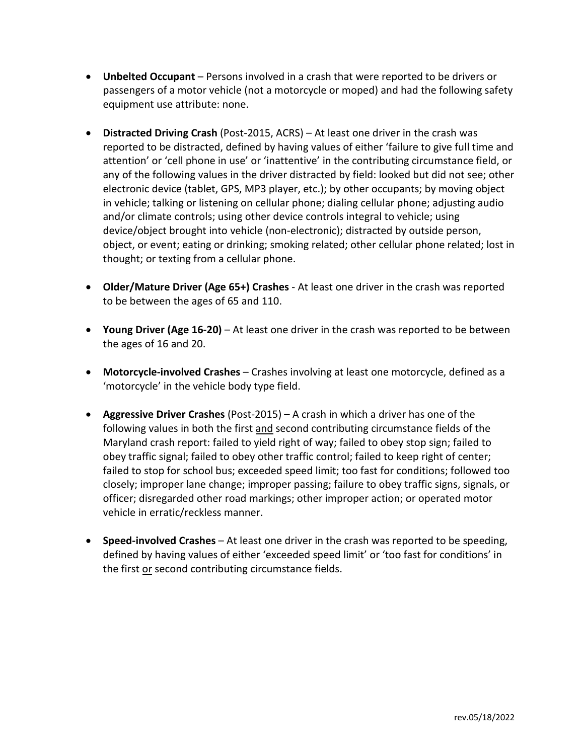- **Unbelted Occupant** – Persons involved in a crash that were reported to be drivers or passengers of a motor vehicle (not a motorcycle or moped) and had the following safety equipment use attribute: none.

- **Distracted Driving Crash** (Post-2015, ACRS) – At least one driver in the crash was reported to be distracted, defined by having values of either 'failure to give full time and attention' or 'cell phone in use' or 'inattentive' in the contributing circumstance field, or any of the following values in the driver distracted by field: looked but did not see; other electronic device (tablet, GPS, MP3 player, etc.); by other occupants; by moving object in vehicle; talking or listening on cellular phone; dialing cellular phone; adjusting audio and/or climate controls; using other device controls integral to vehicle; using device/object brought into vehicle (non-electronic); distracted by outside person, object, or event; eating or drinking; smoking related; other cellular phone related; lost in thought; or texting from a cellular phone.

- **Older/Mature Driver (Age 65+) Crashes** - At least one driver in the crash was reported to be between the ages of 65 and 110.

- **Young Driver (Age 16-20)** – At least one driver in the crash was reported to be between the ages of 16 and 20.

- **Motorcycle-involved Crashes** – Crashes involving at least one motorcycle, defined as a 'motorcycle' in the vehicle body type field.

- **Aggressive Driver Crashes** (Post-2015) – A crash in which a driver has one of the following values in both the first <u>and</u> second contributing circumstance fields of the Maryland crash report: failed to yield right of way; failed to obey stop sign; failed to obey traffic signal; failed to obey other traffic control; failed to keep right of center; failed to stop for school bus; exceeded speed limit; too fast for conditions; followed too closely; improper lane change; improper passing; failure to obey traffic signs, signals, or officer; disregarded other road markings; other improper action; or operated motor vehicle in erratic/reckless manner.

- **Speed-involved Crashes** – At least one driver in the crash was reported to be speeding, defined by having values of either 'exceeded speed limit' or 'too fast for conditions' in the first <u>or</u> second contributing circumstance fields.

rev.05/18/2022